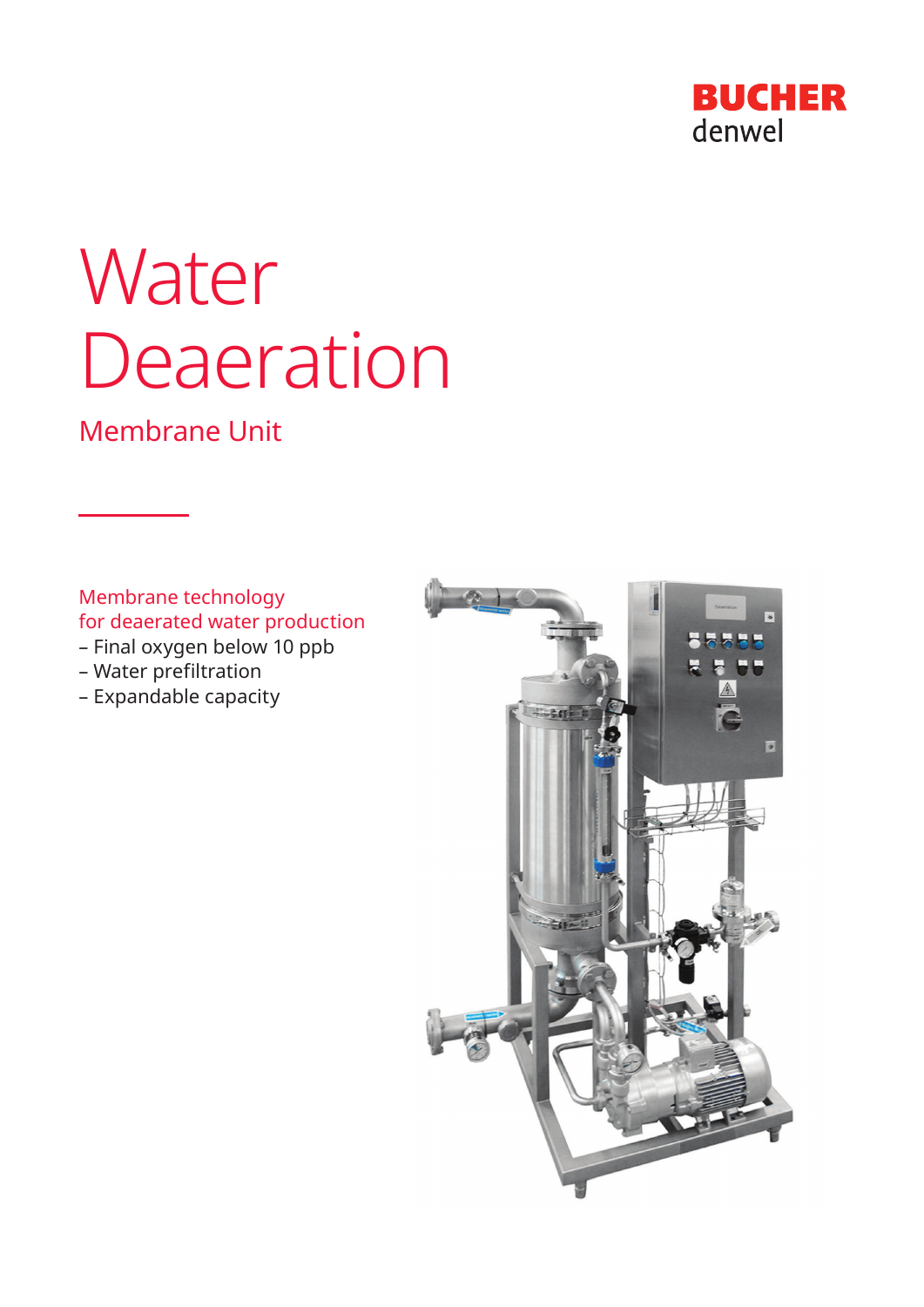BUCHER
denwel

# Water Deaeration

## Membrane Unit

Membrane technology
for deaerated water production

– Final oxygen below 10 ppb
– Water prefiltration
– Expandable capacity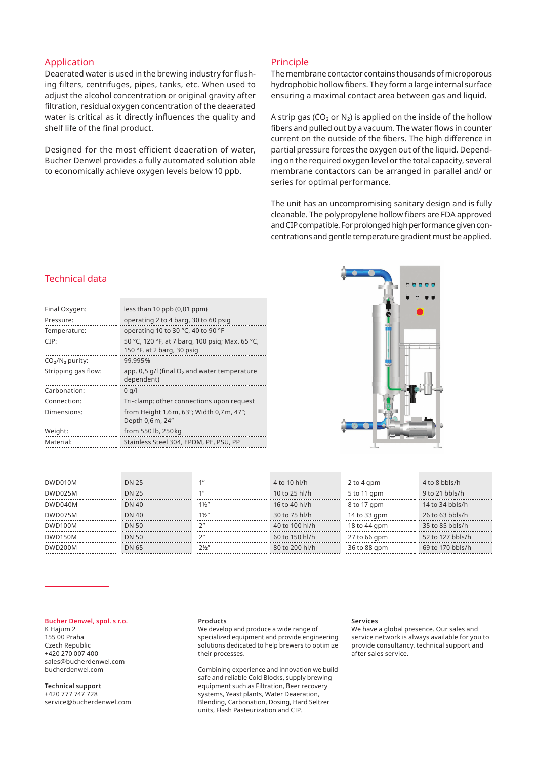## Application

Deaerated water is used in the brewing industry for flushing filters, centrifuges, pipes, tanks, etc. When used to adjust the alcohol concentration or original gravity after filtration, residual oxygen concentration of the deaerated water is critical as it directly influences the quality and shelf life of the final product.

Designed for the most efficient deaeration of water, Bucher Denwel provides a fully automated solution able to economically achieve oxygen levels below 10 ppb.

## Principle

The membrane contactor contains thousands of microporous hydrophobic hollow fibers. They form a large internal surface ensuring a maximal contact area between gas and liquid.

A strip gas ($CO_2$ or $N_2$) is applied on the inside of the hollow fibers and pulled out by a vacuum. The water flows in counter current on the outside of the fibers. The high difference in partial pressure forces the oxygen out of the liquid. Depending on the required oxygen level or the total capacity, several membrane contactors can be arranged in parallel and/ or series for optimal performance.

The unit has an uncompromising sanitary design and is fully cleanable. The polypropylene hollow fibers are FDA approved and CIP compatible. For prolonged high performance given concentrations and gentle temperature gradient must be applied.

## Technical data

| | |
|---|---|
| Final Oxygen: | less than 10 ppb (0,01 ppm) |
| Pressure: | operating 2 to 4 barg, 30 to 60 psig |
| Temperature: | operating 10 to 30 °C, 40 to 90 °F |
| CIP: | 50 °C, 120 °F, at 7 barg, 100 psig; Max. 65 °C, 150 °F, at 2 barg, 30 psig |
| $CO_2$/$N_2$ purity: | 99,995 % |
| Stripping gas flow: | app. 0,5 g/l (final $O_2$ and water temperature dependent) |
| Carbonation: | 0 g/l |
| Connection: | Tri-clamp; other connections upon request |
| Dimensions: | from Height 1,6 m, 63"; Width 0,7 m, 47"; Depth 0,6 m, 24" |
| Weight: | from 550 lb, 250 kg |
| Material: | Stainless Steel 304, EPDM, PE, PSU, PP |

| | | | | | |
|---|---|---|---|---|---|
| DWD010M | DN 25 | 1" | 4 to 10 hl/h | 2 to 4 gpm | 4 to 8 bbls/h |
| DWD025M | DN 25 | 1" | 10 to 25 hl/h | 5 to 11 gpm | 9 to 21 bbls/h |
| DWD040M | DN 40 | 1½" | 16 to 40 hl/h | 8 to 17 gpm | 14 to 34 bbls/h |
| DWD075M | DN 40 | 1½" | 30 to 75 hl/h | 14 to 33 gpm | 26 to 63 bbls/h |
| DWD100M | DN 50 | 2" | 40 to 100 hl/h | 18 to 44 gpm | 35 to 85 bbls/h |
| DWD150M | DN 50 | 2" | 60 to 150 hl/h | 27 to 66 gpm | 52 to 127 bbls/h |
| DWD200M | DN 65 | 2½" | 80 to 200 hl/h | 36 to 88 gpm | 69 to 170 bbls/h |

**Bucher Denwel, spol. s r.o.**
K Hajum 2
155 00 Praha
Czech Republic
+420 270 007 400
sales@bucherdenwel.com
bucherdenwel.com

**Technical support**
+420 777 747 728
service@bucherdenwel.com

**Products**
We develop and produce a wide range of specialized equipment and provide engineering solutions dedicated to help brewers to optimize their processes.

Combining experience and innovation we build safe and reliable Cold Blocks, supply brewing equipment such as Filtration, Beer recovery systems, Yeast plants, Water Deaeration, Blending, Carbonation, Dosing, Hard Seltzer units, Flash Pasteurization and CIP.

**Services**
We have a global presence. Our sales and service network is always available for you to provide consultancy, technical support and after sales service.